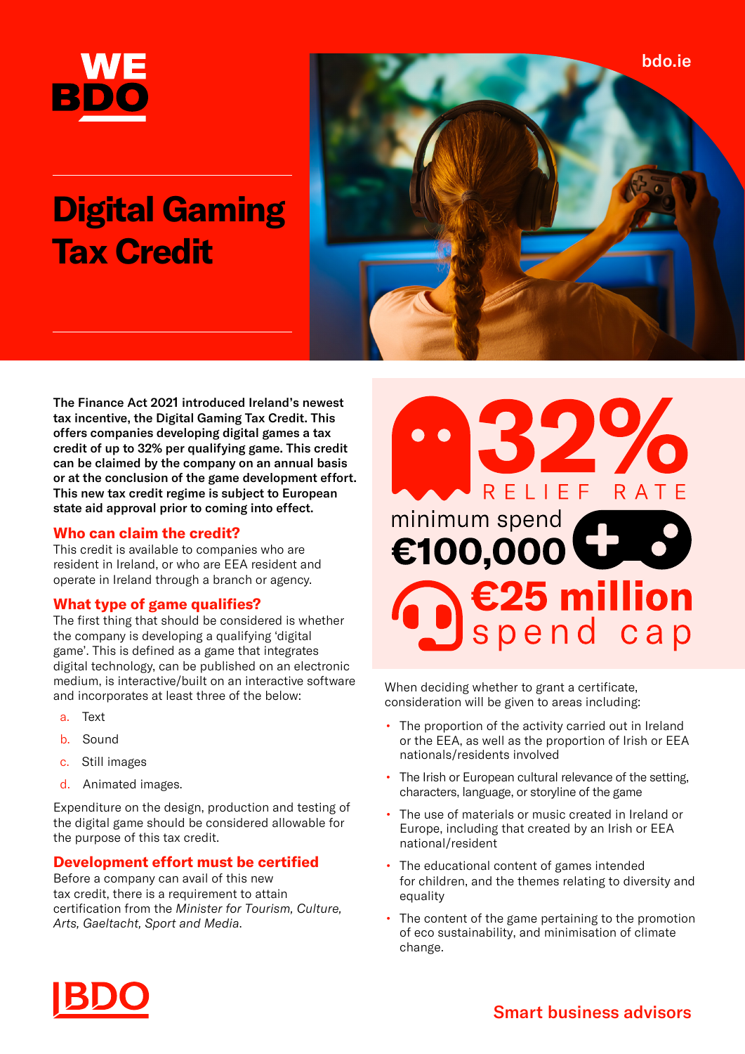# Digital Gaming Tax Credit

**The Finance Act 2021 introduced Ireland's newest tax incentive, the Digital Gaming Tax Credit. This offers companies developing digital games a tax credit of up to 32% per qualifying game. This credit can be claimed by the company on an annual basis or at the conclusion of the game development effort. This new tax credit regime is subject to European state aid approval prior to coming into effect.**

## Who can claim the credit?

This credit is available to companies who are resident in Ireland, or who are EEA resident and operate in Ireland through a branch or agency.

## What type of game qualifies?

The first thing that should be considered is whether the company is developing a qualifying 'digital game'. This is defined as a game that integrates digital technology, can be published on an electronic medium, is interactive/built on an interactive software and incorporates at least three of the below:

a. Text
b. Sound
c. Still images
d. Animated images.

Expenditure on the design, production and testing of the digital game should be considered allowable for the purpose of this tax credit.

## Development effort must be certified

Before a company can avail of this new tax credit, there is a requirement to attain certification from the *Minister for Tourism, Culture, Arts, Gaeltacht, Sport and Media*.

**32%** RELIEF RATE

minimum spend **€100,000**

**€25 million** spend cap

When deciding whether to grant a certificate, consideration will be given to areas including:

- The proportion of the activity carried out in Ireland or the EEA, as well as the proportion of Irish or EEA nationals/residents involved
- The Irish or European cultural relevance of the setting, characters, language, or storyline of the game
- The use of materials or music created in Ireland or Europe, including that created by an Irish or EEA national/resident
- The educational content of games intended for children, and the themes relating to diversity and equality
- The content of the game pertaining to the promotion of eco sustainability, and minimisation of climate change.

Smart business advisors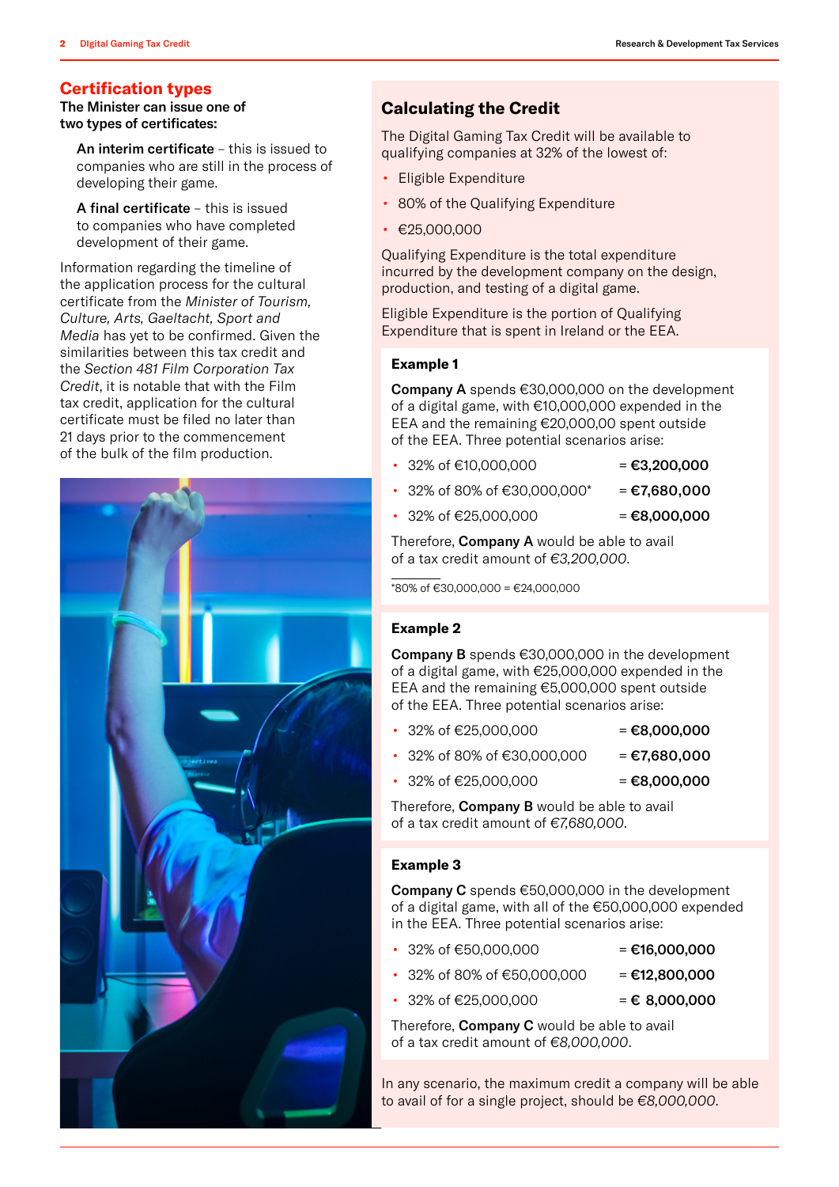## Certification types

**The Minister can issue one of two types of certificates:**

**An interim certificate** – this is issued to companies who are still in the process of developing their game.

**A final certificate** – this is issued to companies who have completed development of their game.

Information regarding the timeline of the application process for the cultural certificate from the *Minister of Tourism, Culture, Arts, Gaeltacht, Sport and Media* has yet to be confirmed. Given the similarities between this tax credit and the *Section 481 Film Corporation Tax Credit*, it is notable that with the Film tax credit, application for the cultural certificate must be filed no later than 21 days prior to the commencement of the bulk of the film production.

## Calculating the Credit

The Digital Gaming Tax Credit will be available to qualifying companies at 32% of the lowest of:

- Eligible Expenditure
- 80% of the Qualifying Expenditure
- €25,000,000

Qualifying Expenditure is the total expenditure incurred by the development company on the design, production, and testing of a digital game.

Eligible Expenditure is the portion of Qualifying Expenditure that is spent in Ireland or the EEA.

### Example 1

**Company A** spends €30,000,000 on the development of a digital game, with €10,000,000 expended in the EEA and the remaining €20,000,00 spent outside of the EEA. Three potential scenarios arise:

- 32% of €10,000,000 = **€3,200,000**
- 32% of 80% of €30,000,000* = **€7,680,000**
- 32% of €25,000,000 = **€8,000,000**

Therefore, **Company A** would be able to avail of a tax credit amount of *€3,200,000*.

*80% of €30,000,000 = €24,000,000

### Example 2

**Company B** spends €30,000,000 in the development of a digital game, with €25,000,000 expended in the EEA and the remaining €5,000,000 spent outside of the EEA. Three potential scenarios arise:

- 32% of €25,000,000 = **€8,000,000**
- 32% of 80% of €30,000,000 = **€7,680,000**
- 32% of €25,000,000 = **€8,000,000**

Therefore, **Company B** would be able to avail of a tax credit amount of *€7,680,000*.

### Example 3

**Company C** spends €50,000,000 in the development of a digital game, with all of the €50,000,000 expended in the EEA. Three potential scenarios arise:

- 32% of €50,000,000 = **€16,000,000**
- 32% of 80% of €50,000,000 = **€12,800,000**
- 32% of €25,000,000 = **€ 8,000,000**

Therefore, **Company C** would be able to avail of a tax credit amount of *€8,000,000*.

In any scenario, the maximum credit a company will be able to avail of for a single project, should be *€8,000,000*.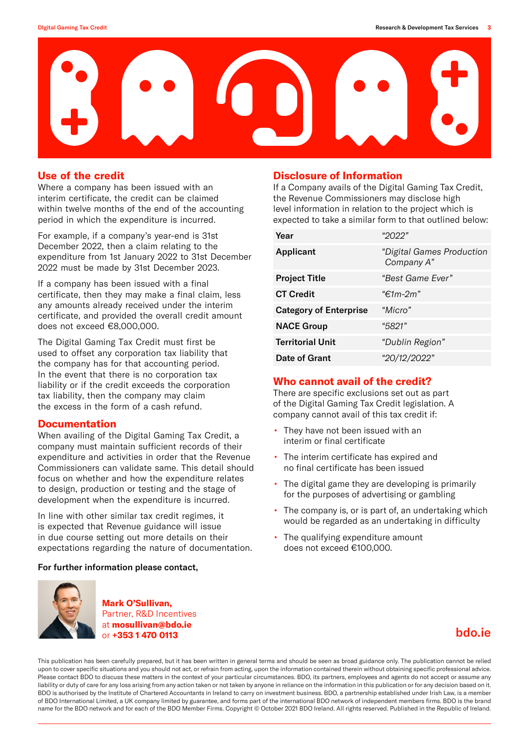## Use of the credit

Where a company has been issued with an interim certificate, the credit can be claimed within twelve months of the end of the accounting period in which the expenditure is incurred.

For example, if a company's year-end is 31st December 2022, then a claim relating to the expenditure from 1st January 2022 to 31st December 2022 must be made by 31st December 2023.

If a company has been issued with a final certificate, then they may make a final claim, less any amounts already received under the interim certificate, and provided the overall credit amount does not exceed €8,000,000.

The Digital Gaming Tax Credit must first be used to offset any corporation tax liability that the company has for that accounting period. In the event that there is no corporation tax liability or if the credit exceeds the corporation tax liability, then the company may claim the excess in the form of a cash refund.

## Documentation

When availing of the Digital Gaming Tax Credit, a company must maintain sufficient records of their expenditure and activities in order that the Revenue Commissioners can validate same. This detail should focus on whether and how the expenditure relates to design, production or testing and the stage of development when the expenditure is incurred.

In line with other similar tax credit regimes, it is expected that Revenue guidance will issue in due course setting out more details on their expectations regarding the nature of documentation.

## Disclosure of Information

If a Company avails of the Digital Gaming Tax Credit, the Revenue Commissioners may disclose high level information in relation to the project which is expected to take a similar form to that outlined below:

| | |
|---|---|
| **Year** | *"2022"* |
| **Applicant** | *"Digital Games Production Company A"* |
| **Project Title** | *"Best Game Ever"* |
| **CT Credit** | *"€1m-2m"* |
| **Category of Enterprise** | *"Micro"* |
| **NACE Group** | *"5821"* |
| **Territorial Unit** | *"Dublin Region"* |
| **Date of Grant** | *"20/12/2022"* |

## Who cannot avail of the credit?

There are specific exclusions set out as part of the Digital Gaming Tax Credit legislation. A company cannot avail of this tax credit if:

- They have not been issued with an interim or final certificate
- The interim certificate has expired and no final certificate has been issued
- The digital game they are developing is primarily for the purposes of advertising or gambling
- The company is, or is part of, an undertaking which would be regarded as an undertaking in difficulty
- The qualifying expenditure amount does not exceed €100,000.

**For further information please contact,**

**Mark O'Sullivan,**
Partner, R&D Incentives
at **mosullivan@bdo.ie**
or **+353 1 470 0113**

**bdo.ie**

This publication has been carefully prepared, but it has been written in general terms and should be seen as broad guidance only. The publication cannot be relied upon to cover specific situations and you should not act, or refrain from acting, upon the information contained therein without obtaining specific professional advice. Please contact BDO to discuss these matters in the context of your particular circumstances. BDO, its partners, employees and agents do not accept or assume any liability or duty of care for any loss arising from any action taken or not taken by anyone in reliance on the information in this publication or for any decision based on it. BDO is authorised by the Institute of Chartered Accountants in Ireland to carry on investment business. BDO, a partnership established under Irish Law, is a member of BDO International Limited, a UK company limited by guarantee, and forms part of the international BDO network of independent members firms. BDO is the brand name for the BDO network and for each of the BDO Member Firms. Copyright © October 2021 BDO Ireland. All rights reserved. Published in the Republic of Ireland.